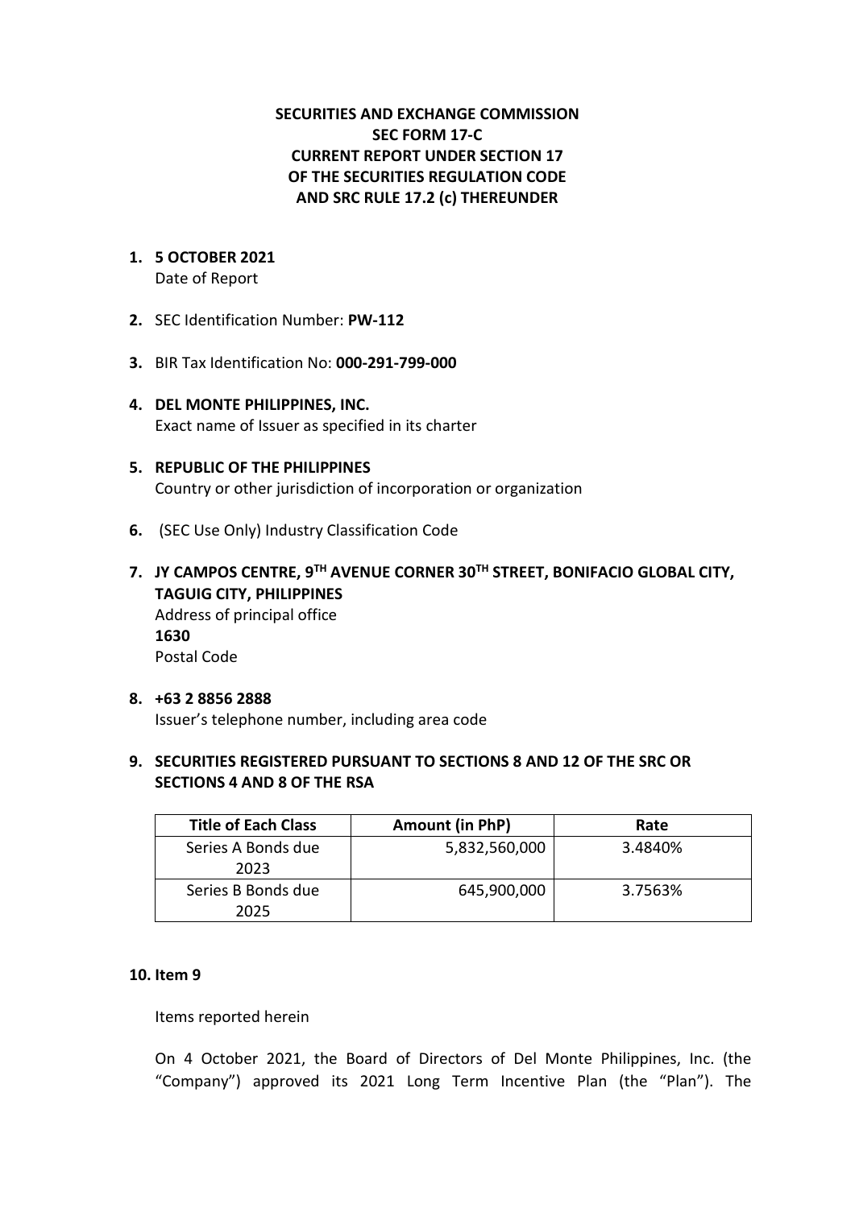**SECURITIES AND EXCHANGE COMMISSION**
**SEC FORM 17-C**
**CURRENT REPORT UNDER SECTION 17**
**OF THE SECURITIES REGULATION CODE**
**AND SRC RULE 17.2 (c) THEREUNDER**

1. **5 OCTOBER 2021**
   Date of Report

2. SEC Identification Number: **PW-112**

3. BIR Tax Identification No: **000-291-799-000**

4. **DEL MONTE PHILIPPINES, INC.**
   Exact name of Issuer as specified in its charter

5. **REPUBLIC OF THE PHILIPPINES**
   Country or other jurisdiction of incorporation or organization

6. (SEC Use Only) Industry Classification Code

7. **JY CAMPOS CENTRE, 9TH AVENUE CORNER 30TH STREET, BONIFACIO GLOBAL CITY, TAGUIG CITY, PHILIPPINES**
   Address of principal office
   **1630**
   Postal Code

8. **+63 2 8856 2888**
   Issuer's telephone number, including area code

9. **SECURITIES REGISTERED PURSUANT TO SECTIONS 8 AND 12 OF THE SRC OR SECTIONS 4 AND 8 OF THE RSA**

| Title of Each Class | Amount (in PhP) | Rate |
|---|---|---|
| Series A Bonds due 2023 | 5,832,560,000 | 3.4840% |
| Series B Bonds due 2025 | 645,900,000 | 3.7563% |

10. **Item 9**

    Items reported herein

    On 4 October 2021, the Board of Directors of Del Monte Philippines, Inc. (the "Company") approved its 2021 Long Term Incentive Plan (the "Plan"). The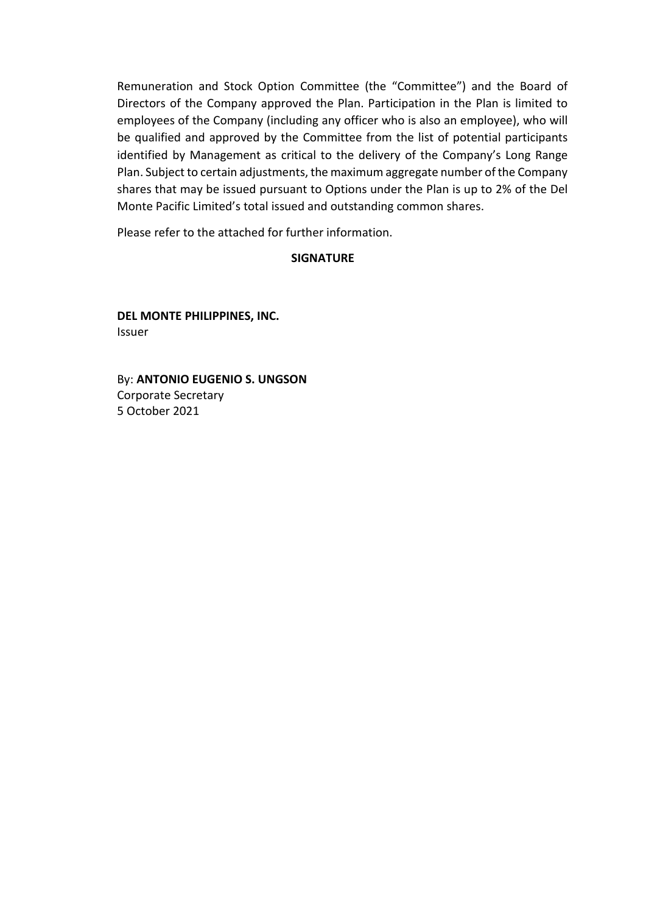Remuneration and Stock Option Committee (the "Committee") and the Board of Directors of the Company approved the Plan. Participation in the Plan is limited to employees of the Company (including any officer who is also an employee), who will be qualified and approved by the Committee from the list of potential participants identified by Management as critical to the delivery of the Company's Long Range Plan. Subject to certain adjustments, the maximum aggregate number of the Company shares that may be issued pursuant to Options under the Plan is up to 2% of the Del Monte Pacific Limited's total issued and outstanding common shares.

Please refer to the attached for further information.

**SIGNATURE**

**DEL MONTE PHILIPPINES, INC.**
Issuer

By: **ANTONIO EUGENIO S. UNGSON**
Corporate Secretary
5 October 2021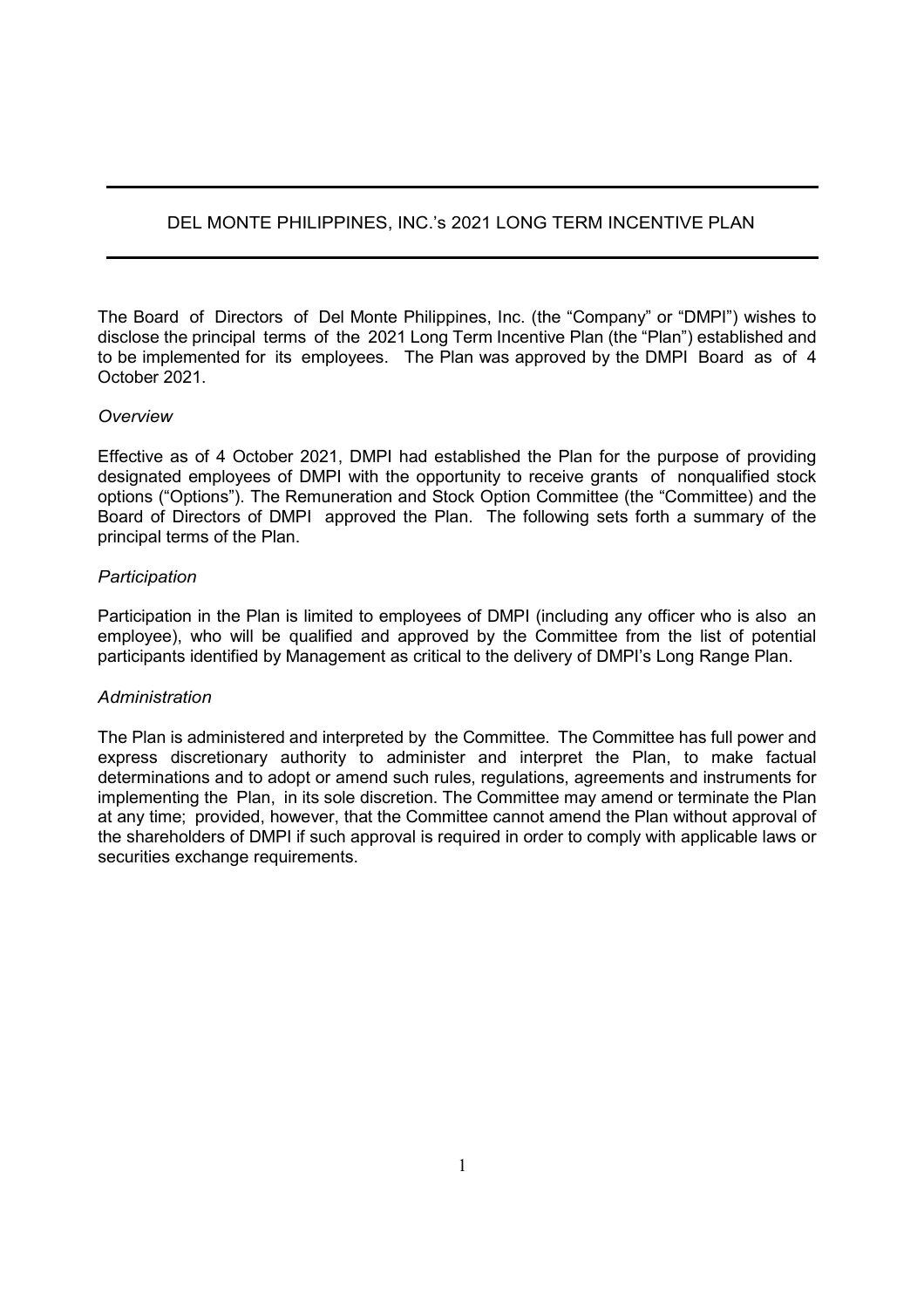# DEL MONTE PHILIPPINES, INC.'s 2021 LONG TERM INCENTIVE PLAN

The Board of Directors of Del Monte Philippines, Inc. (the "Company" or "DMPI") wishes to disclose the principal terms of the 2021 Long Term Incentive Plan (the "Plan") established and to be implemented for its employees. The Plan was approved by the DMPI Board as of 4 October 2021.

*Overview*

Effective as of 4 October 2021, DMPI had established the Plan for the purpose of providing designated employees of DMPI with the opportunity to receive grants of nonqualified stock options ("Options"). The Remuneration and Stock Option Committee (the "Committee) and the Board of Directors of DMPI approved the Plan. The following sets forth a summary of the principal terms of the Plan.

*Participation*

Participation in the Plan is limited to employees of DMPI (including any officer who is also an employee), who will be qualified and approved by the Committee from the list of potential participants identified by Management as critical to the delivery of DMPI's Long Range Plan.

*Administration*

The Plan is administered and interpreted by the Committee. The Committee has full power and express discretionary authority to administer and interpret the Plan, to make factual determinations and to adopt or amend such rules, regulations, agreements and instruments for implementing the Plan, in its sole discretion. The Committee may amend or terminate the Plan at any time; provided, however, that the Committee cannot amend the Plan without approval of the shareholders of DMPI if such approval is required in order to comply with applicable laws or securities exchange requirements.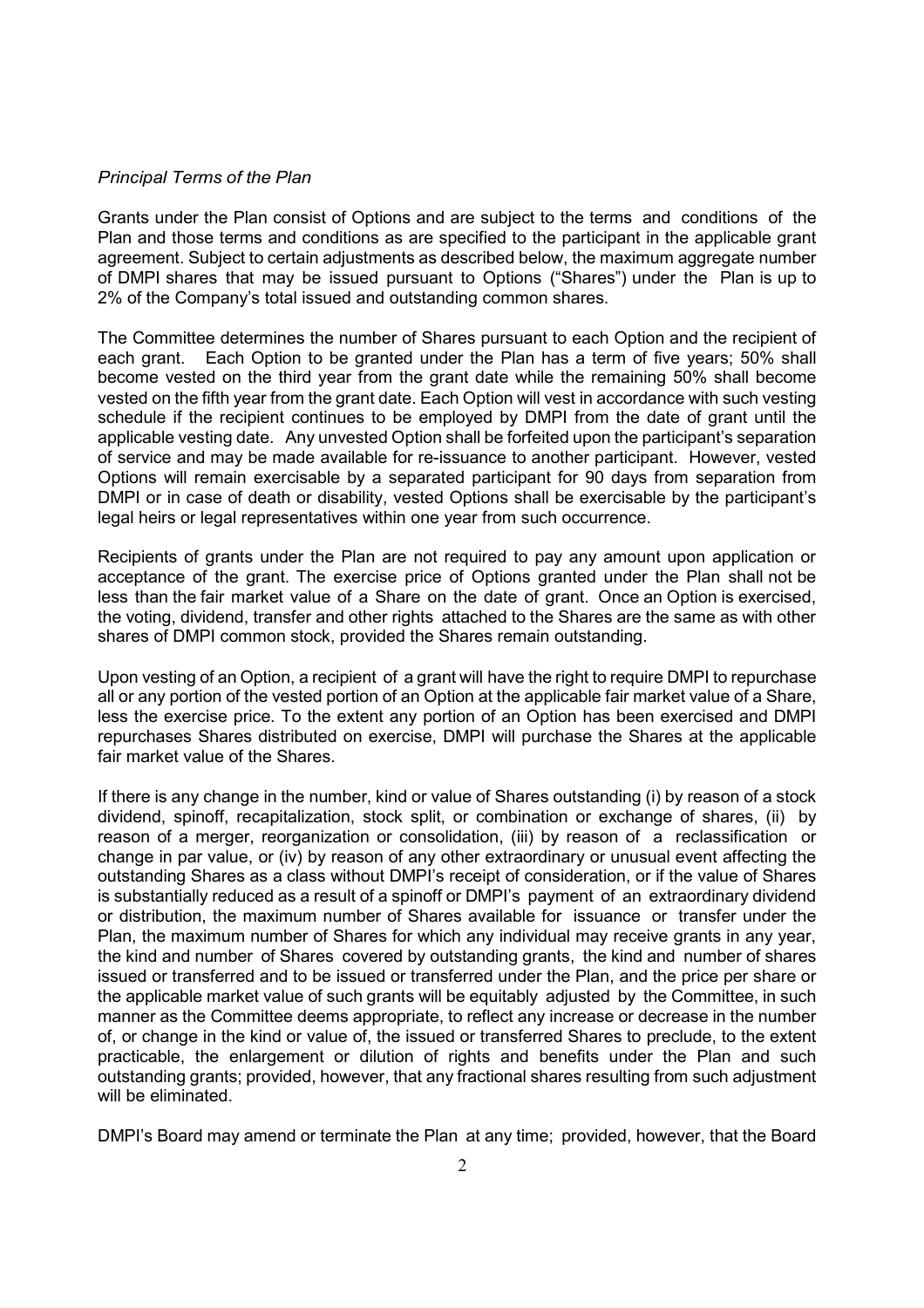*Principal Terms of the Plan*

Grants under the Plan consist of Options and are subject to the terms and conditions of the Plan and those terms and conditions as are specified to the participant in the applicable grant agreement. Subject to certain adjustments as described below, the maximum aggregate number of DMPI shares that may be issued pursuant to Options ("Shares") under the Plan is up to 2% of the Company's total issued and outstanding common shares.

The Committee determines the number of Shares pursuant to each Option and the recipient of each grant. Each Option to be granted under the Plan has a term of five years; 50% shall become vested on the third year from the grant date while the remaining 50% shall become vested on the fifth year from the grant date. Each Option will vest in accordance with such vesting schedule if the recipient continues to be employed by DMPI from the date of grant until the applicable vesting date. Any unvested Option shall be forfeited upon the participant's separation of service and may be made available for re-issuance to another participant. However, vested Options will remain exercisable by a separated participant for 90 days from separation from DMPI or in case of death or disability, vested Options shall be exercisable by the participant's legal heirs or legal representatives within one year from such occurrence.

Recipients of grants under the Plan are not required to pay any amount upon application or acceptance of the grant. The exercise price of Options granted under the Plan shall not be less than the fair market value of a Share on the date of grant. Once an Option is exercised, the voting, dividend, transfer and other rights attached to the Shares are the same as with other shares of DMPI common stock, provided the Shares remain outstanding.

Upon vesting of an Option, a recipient of a grant will have the right to require DMPI to repurchase all or any portion of the vested portion of an Option at the applicable fair market value of a Share, less the exercise price. To the extent any portion of an Option has been exercised and DMPI repurchases Shares distributed on exercise, DMPI will purchase the Shares at the applicable fair market value of the Shares.

If there is any change in the number, kind or value of Shares outstanding (i) by reason of a stock dividend, spinoff, recapitalization, stock split, or combination or exchange of shares, (ii) by reason of a merger, reorganization or consolidation, (iii) by reason of a reclassification or change in par value, or (iv) by reason of any other extraordinary or unusual event affecting the outstanding Shares as a class without DMPI's receipt of consideration, or if the value of Shares is substantially reduced as a result of a spinoff or DMPI's payment of an extraordinary dividend or distribution, the maximum number of Shares available for issuance or transfer under the Plan, the maximum number of Shares for which any individual may receive grants in any year, the kind and number of Shares covered by outstanding grants, the kind and number of shares issued or transferred and to be issued or transferred under the Plan, and the price per share or the applicable market value of such grants will be equitably adjusted by the Committee, in such manner as the Committee deems appropriate, to reflect any increase or decrease in the number of, or change in the kind or value of, the issued or transferred Shares to preclude, to the extent practicable, the enlargement or dilution of rights and benefits under the Plan and such outstanding grants; provided, however, that any fractional shares resulting from such adjustment will be eliminated.

DMPI's Board may amend or terminate the Plan at any time; provided, however, that the Board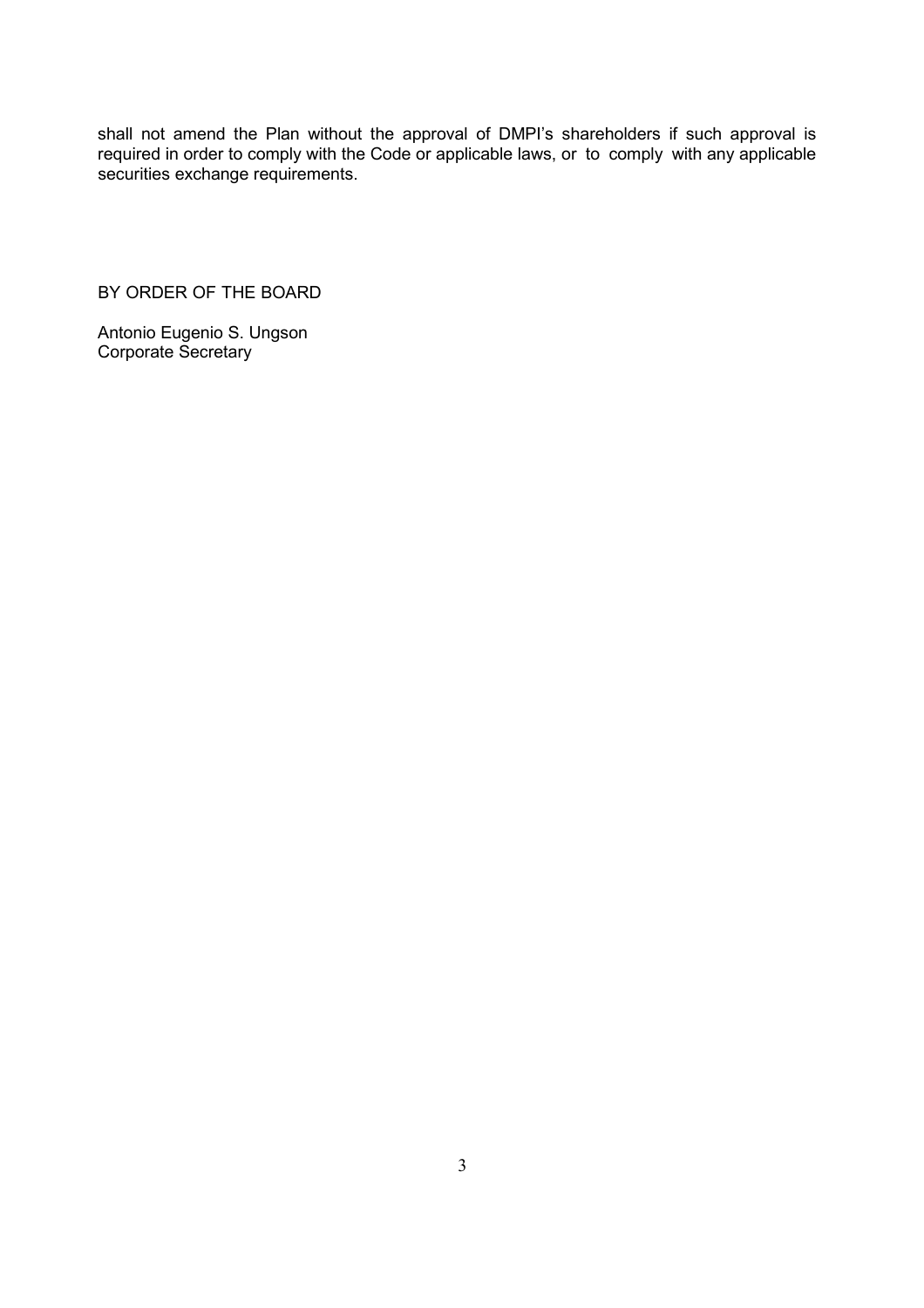shall not amend the Plan without the approval of DMPI's shareholders if such approval is required in order to comply with the Code or applicable laws, or to comply with any applicable securities exchange requirements.

BY ORDER OF THE BOARD

Antonio Eugenio S. Ungson
Corporate Secretary